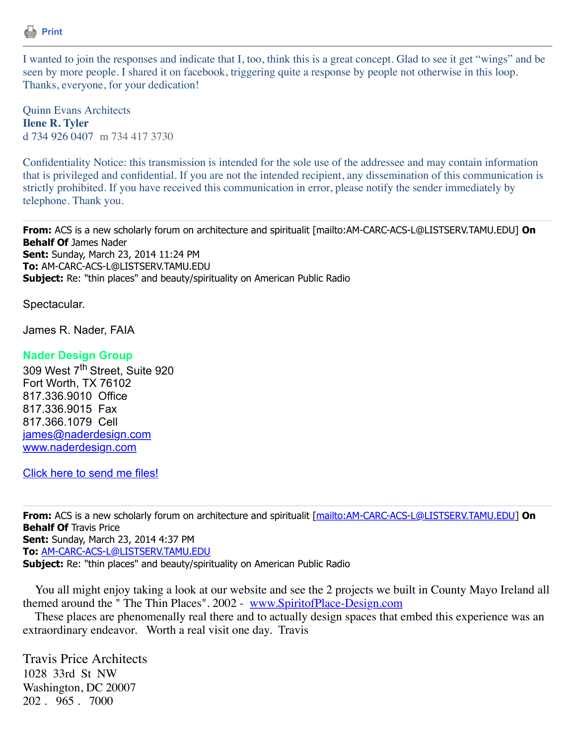Print

---

I wanted to join the responses and indicate that I, too, think this is a great concept. Glad to see it get “wings” and be seen by more people. I shared it on facebook, triggering quite a response by people not otherwise in this loop. Thanks, everyone, for your dedication!

Quinn Evans Architects
**Ilene R. Tyler**
d 734 926 0407  m 734 417 3730

Confidentiality Notice: this transmission is intended for the sole use of the addressee and may contain information that is privileged and confidential. If you are not the intended recipient, any dissemination of this communication is strictly prohibited. If you have received this communication in error, please notify the sender immediately by telephone. Thank you.

---

**From:** ACS is a new scholarly forum on architecture and spiritualit [mailto:AM-CARC-ACS-L@LISTSERV.TAMU.EDU] **On Behalf Of** James Nader
**Sent:** Sunday, March 23, 2014 11:24 PM
**To:** AM-CARC-ACS-L@LISTSERV.TAMU.EDU
**Subject:** Re: "thin places" and beauty/spirituality on American Public Radio

Spectacular.

James R. Nader, FAIA

**Nader Design Group**
309 West 7th Street, Suite 920
Fort Worth, TX 76102
817.336.9010  Office
817.336.9015  Fax
817.366.1079  Cell
james@naderdesign.com
www.naderdesign.com

Click here to send me files!

---

**From:** ACS is a new scholarly forum on architecture and spiritualit [mailto:AM-CARC-ACS-L@LISTSERV.TAMU.EDU] **On Behalf Of** Travis Price
**Sent:** Sunday, March 23, 2014 4:37 PM
**To:** AM-CARC-ACS-L@LISTSERV.TAMU.EDU
**Subject:** Re: "thin places" and beauty/spirituality on American Public Radio

You all might enjoy taking a look at our website and see the 2 projects we built in County Mayo Ireland all themed around the " The Thin Places". 2002 -  www.SpiritofPlace-Design.com

These places are phenomenally real there and to actually design spaces that embed this experience was an extraordinary endeavor.   Worth a real visit one day.  Travis

Travis Price Architects
1028  33rd  St  NW
Washington, DC 20007
202 .  965 .  7000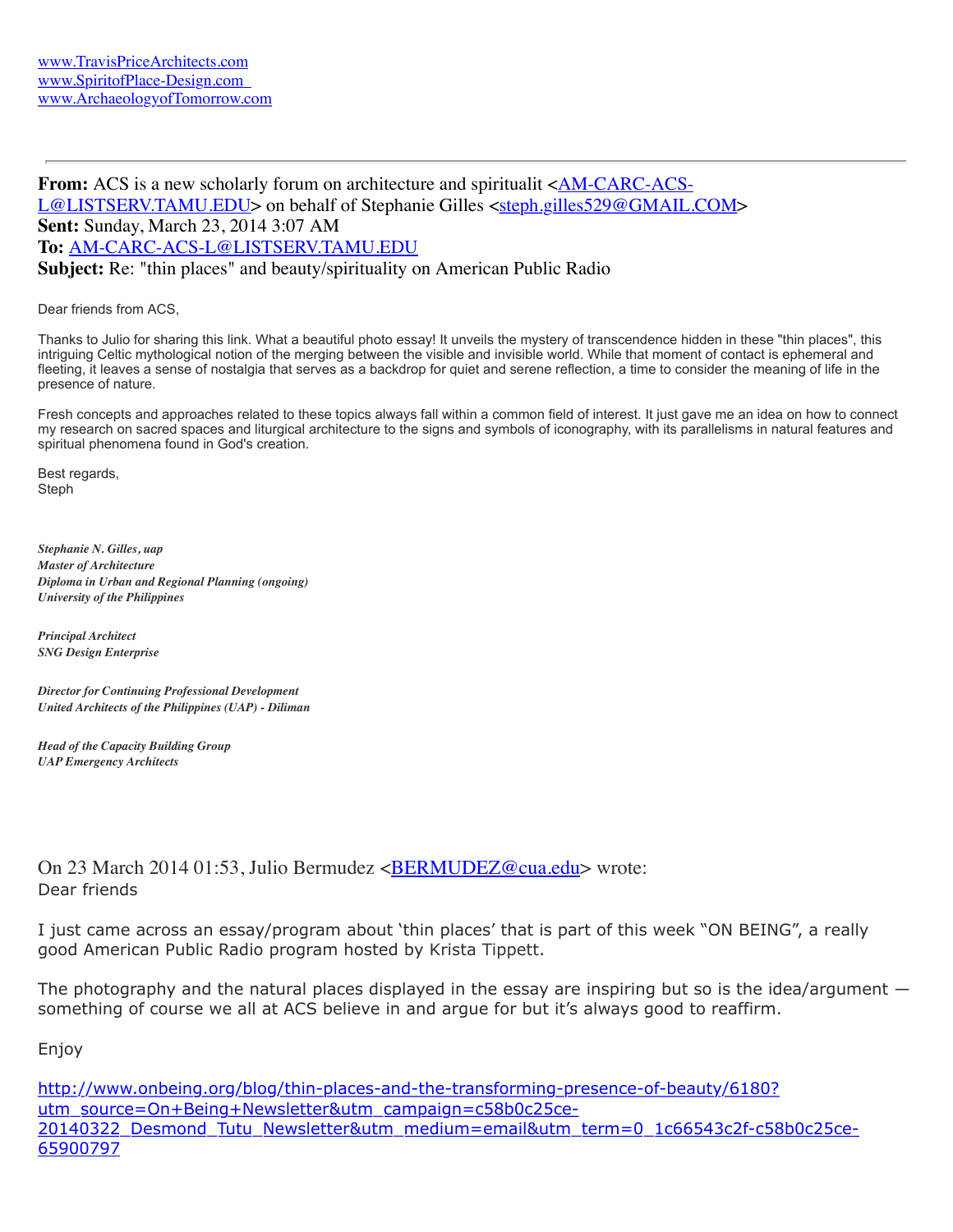[www.TravisPriceArchitects.com](http://www.TravisPriceArchitects.com)
[www.SpiritofPlace-Design.com](http://www.SpiritofPlace-Design.com)
[www.ArchaeologyofTomorrow.com](http://www.ArchaeologyofTomorrow.com)

---

**From:** ACS is a new scholarly forum on architecture and spiritualit <AM-CARC-ACS-L@LISTSERV.TAMU.EDU> on behalf of Stephanie Gilles <steph.gilles529@GMAIL.COM>
**Sent:** Sunday, March 23, 2014 3:07 AM
**To:** AM-CARC-ACS-L@LISTSERV.TAMU.EDU
**Subject:** Re: "thin places" and beauty/spirituality on American Public Radio

Dear friends from ACS,

Thanks to Julio for sharing this link. What a beautiful photo essay! It unveils the mystery of transcendence hidden in these "thin places", this intriguing Celtic mythological notion of the merging between the visible and invisible world. While that moment of contact is ephemeral and fleeting, it leaves a sense of nostalgia that serves as a backdrop for quiet and serene reflection, a time to consider the meaning of life in the presence of nature.

Fresh concepts and approaches related to these topics always fall within a common field of interest. It just gave me an idea on how to connect my research on sacred spaces and liturgical architecture to the signs and symbols of iconography, with its parallelisms in natural features and spiritual phenomena found in God's creation.

Best regards,
Steph

***Stephanie N. Gilles, uap***
***Master of Architecture***
***Diploma in Urban and Regional Planning (ongoing)***
***University of the Philippines***

***Principal Architect***
***SNG Design Enterprise***

***Director for Continuing Professional Development***
***United Architects of the Philippines (UAP) - Diliman***

***Head of the Capacity Building Group***
***UAP Emergency Architects***

On 23 March 2014 01:53, Julio Bermudez <BERMUDEZ@cua.edu> wrote:
Dear friends

I just came across an essay/program about 'thin places' that is part of this week "ON BEING", a really good American Public Radio program hosted by Krista Tippett.

The photography and the natural places displayed in the essay are inspiring but so is the idea/argument — something of course we all at ACS believe in and argue for but it's always good to reaffirm.

Enjoy

http://www.onbeing.org/blog/thin-places-and-the-transforming-presence-of-beauty/6180?utm_source=On+Being+Newsletter&utm_campaign=c58b0c25ce-20140322_Desmond_Tutu_Newsletter&utm_medium=email&utm_term=0_1c66543c2f-c58b0c25ce-65900797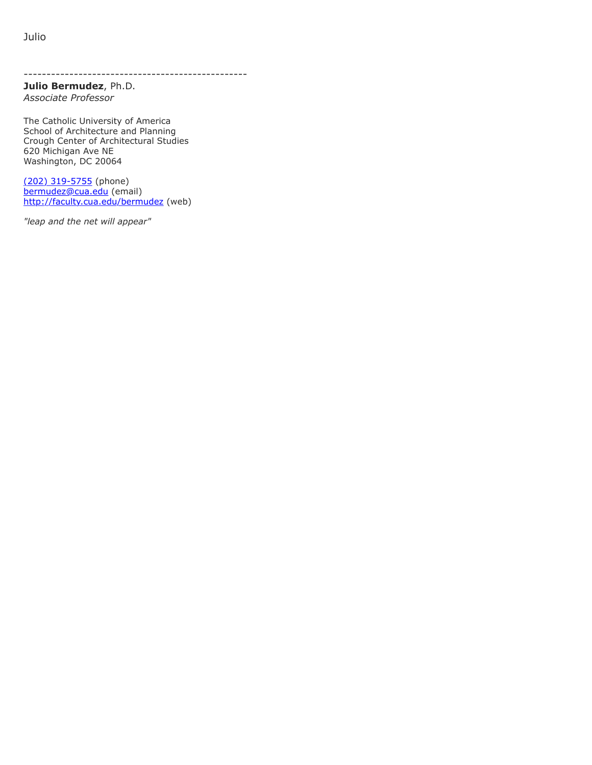Julio

-------------------------------------------------
**Julio Bermudez**, Ph.D.
*Associate Professor*

The Catholic University of America
School of Architecture and Planning
Crough Center of Architectural Studies
620 Michigan Ave NE
Washington, DC 20064

(202) 319-5755 (phone)
bermudez@cua.edu (email)
http://faculty.cua.edu/bermudez (web)

*"leap and the net will appear"*